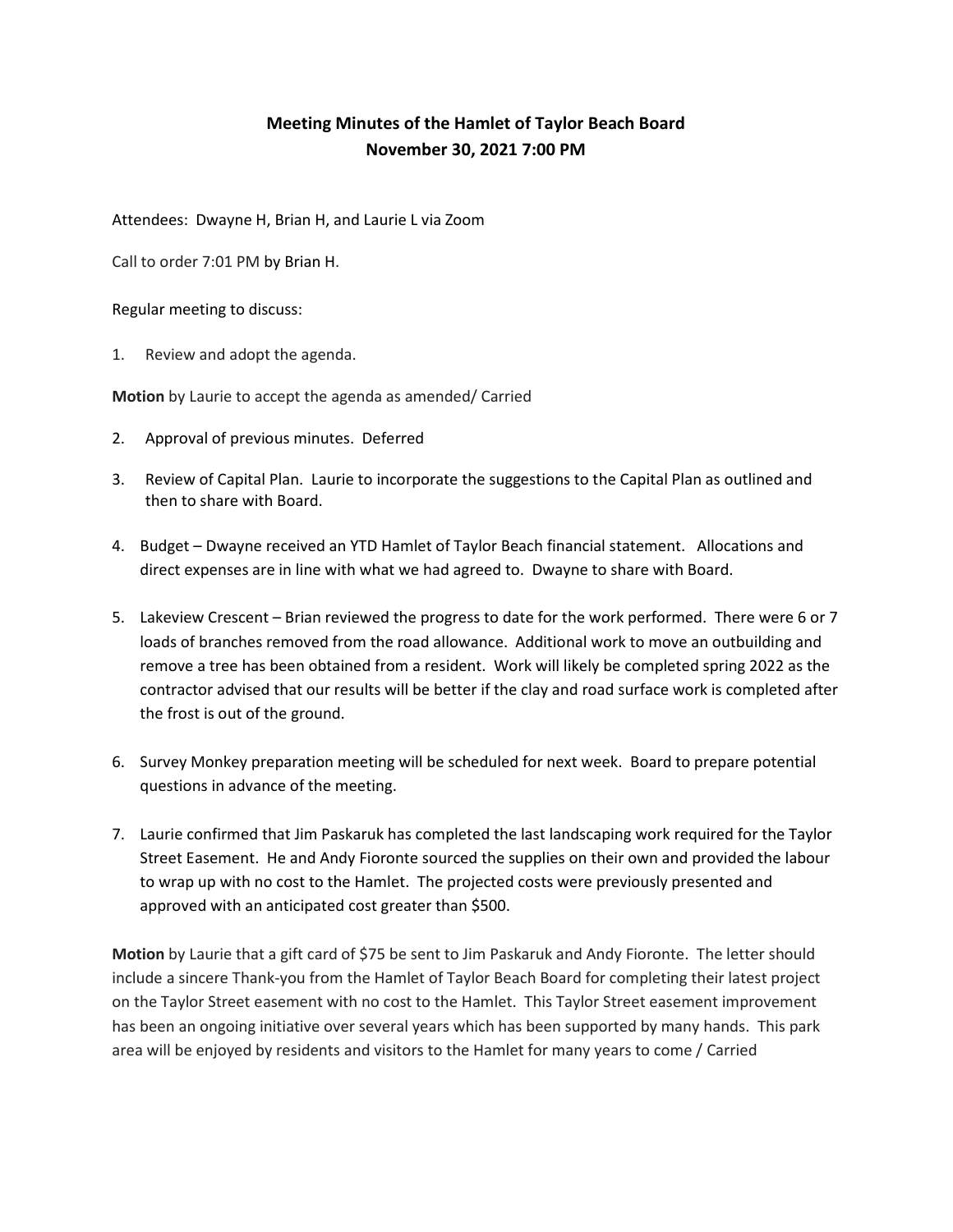**Meeting Minutes of the Hamlet of Taylor Beach Board**
**November 30, 2021 7:00 PM**

Attendees: Dwayne H, Brian H, and Laurie L via Zoom

Call to order 7:01 PM by Brian H.

Regular meeting to discuss:

1. Review and adopt the agenda.

**Motion** by Laurie to accept the agenda as amended/ Carried

2. Approval of previous minutes. Deferred

3. Review of Capital Plan. Laurie to incorporate the suggestions to the Capital Plan as outlined and then to share with Board.

4. Budget – Dwayne received an YTD Hamlet of Taylor Beach financial statement. Allocations and direct expenses are in line with what we had agreed to. Dwayne to share with Board.

5. Lakeview Crescent – Brian reviewed the progress to date for the work performed. There were 6 or 7 loads of branches removed from the road allowance. Additional work to move an outbuilding and remove a tree has been obtained from a resident. Work will likely be completed spring 2022 as the contractor advised that our results will be better if the clay and road surface work is completed after the frost is out of the ground.

6. Survey Monkey preparation meeting will be scheduled for next week. Board to prepare potential questions in advance of the meeting.

7. Laurie confirmed that Jim Paskaruk has completed the last landscaping work required for the Taylor Street Easement. He and Andy Fioronte sourced the supplies on their own and provided the labour to wrap up with no cost to the Hamlet. The projected costs were previously presented and approved with an anticipated cost greater than $500.

**Motion** by Laurie that a gift card of $75 be sent to Jim Paskaruk and Andy Fioronte. The letter should include a sincere Thank-you from the Hamlet of Taylor Beach Board for completing their latest project on the Taylor Street easement with no cost to the Hamlet. This Taylor Street easement improvement has been an ongoing initiative over several years which has been supported by many hands. This park area will be enjoyed by residents and visitors to the Hamlet for many years to come / Carried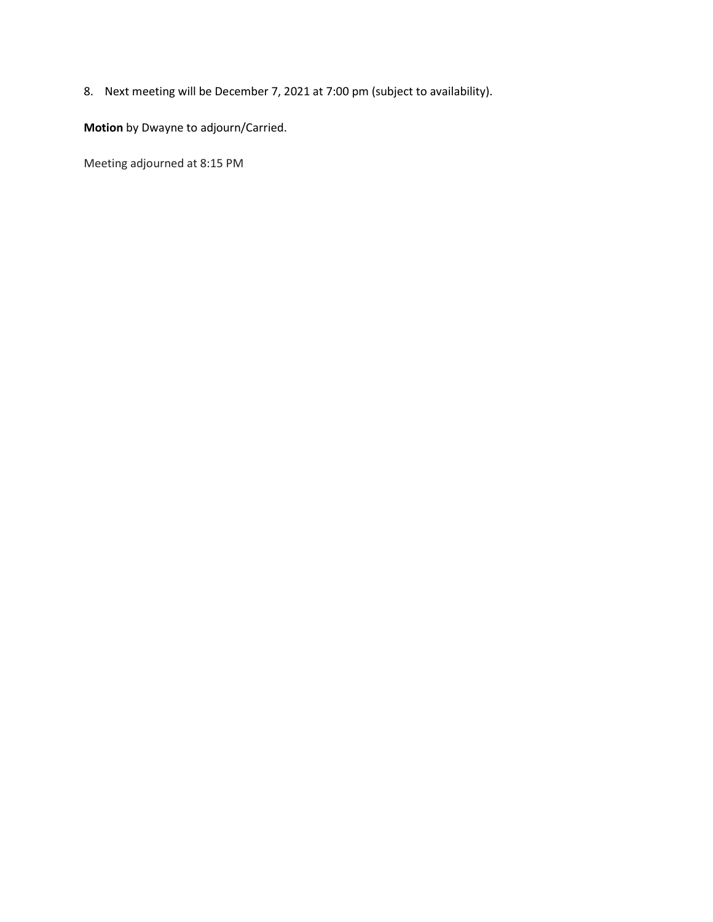8. Next meeting will be December 7, 2021 at 7:00 pm (subject to availability).

**Motion** by Dwayne to adjourn/Carried.

Meeting adjourned at 8:15 PM